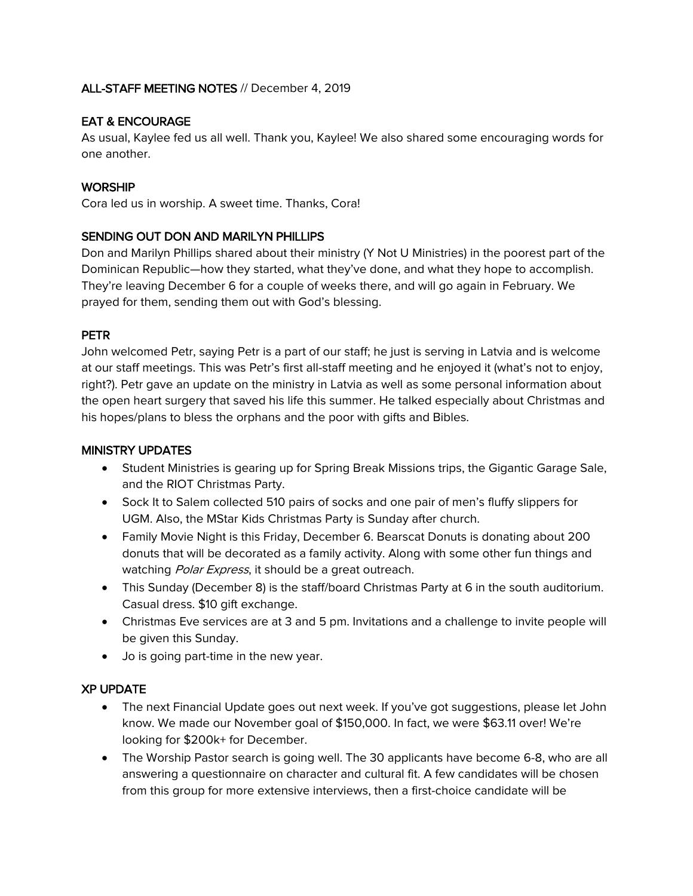**ALL-STAFF MEETING NOTES** // December 4, 2019

## EAT & ENCOURAGE

As usual, Kaylee fed us all well. Thank you, Kaylee! We also shared some encouraging words for one another.

## WORSHIP

Cora led us in worship. A sweet time. Thanks, Cora!

## SENDING OUT DON AND MARILYN PHILLIPS

Don and Marilyn Phillips shared about their ministry (Y Not U Ministries) in the poorest part of the Dominican Republic—how they started, what they've done, and what they hope to accomplish. They're leaving December 6 for a couple of weeks there, and will go again in February. We prayed for them, sending them out with God's blessing.

## PETR

John welcomed Petr, saying Petr is a part of our staff; he just is serving in Latvia and is welcome at our staff meetings. This was Petr's first all-staff meeting and he enjoyed it (what's not to enjoy, right?). Petr gave an update on the ministry in Latvia as well as some personal information about the open heart surgery that saved his life this summer. He talked especially about Christmas and his hopes/plans to bless the orphans and the poor with gifts and Bibles.

## MINISTRY UPDATES

- Student Ministries is gearing up for Spring Break Missions trips, the Gigantic Garage Sale, and the RIOT Christmas Party.
- Sock It to Salem collected 510 pairs of socks and one pair of men's fluffy slippers for UGM. Also, the MStar Kids Christmas Party is Sunday after church.
- Family Movie Night is this Friday, December 6. Bearscat Donuts is donating about 200 donuts that will be decorated as a family activity. Along with some other fun things and watching *Polar Express*, it should be a great outreach.
- This Sunday (December 8) is the staff/board Christmas Party at 6 in the south auditorium. Casual dress. $10 gift exchange.
- Christmas Eve services are at 3 and 5 pm. Invitations and a challenge to invite people will be given this Sunday.
- Jo is going part-time in the new year.

## XP UPDATE

- The next Financial Update goes out next week. If you've got suggestions, please let John know. We made our November goal of $150,000. In fact, we were $63.11 over! We're looking for $200k+ for December.
- The Worship Pastor search is going well. The 30 applicants have become 6-8, who are all answering a questionnaire on character and cultural fit. A few candidates will be chosen from this group for more extensive interviews, then a first-choice candidate will be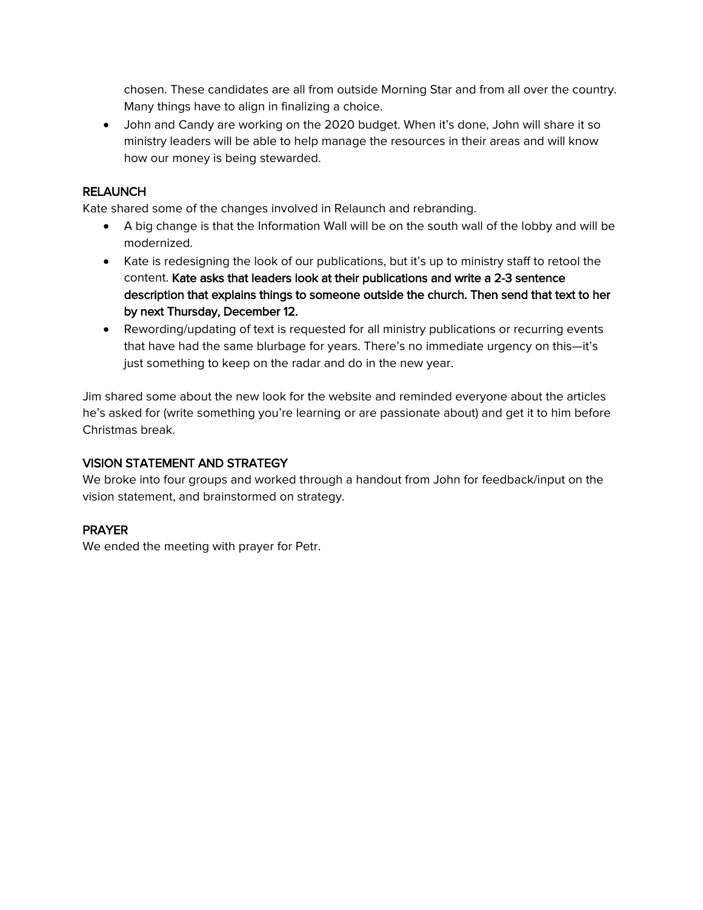- chosen. These candidates are all from outside Morning Star and from all over the country. Many things have to align in finalizing a choice.
- John and Candy are working on the 2020 budget. When it's done, John will share it so ministry leaders will be able to help manage the resources in their areas and will know how our money is being stewarded.

### RELAUNCH

Kate shared some of the changes involved in Relaunch and rebranding.

- A big change is that the Information Wall will be on the south wall of the lobby and will be modernized.
- Kate is redesigning the look of our publications, but it's up to ministry staff to retool the content. **Kate asks that leaders look at their publications and write a 2-3 sentence description that explains things to someone outside the church. Then send that text to her by next Thursday, December 12.**
- Rewording/updating of text is requested for all ministry publications or recurring events that have had the same blurbage for years. There's no immediate urgency on this—it's just something to keep on the radar and do in the new year.

Jim shared some about the new look for the website and reminded everyone about the articles he's asked for (write something you're learning or are passionate about) and get it to him before Christmas break.

### VISION STATEMENT AND STRATEGY

We broke into four groups and worked through a handout from John for feedback/input on the vision statement, and brainstormed on strategy.

### PRAYER

We ended the meeting with prayer for Petr.